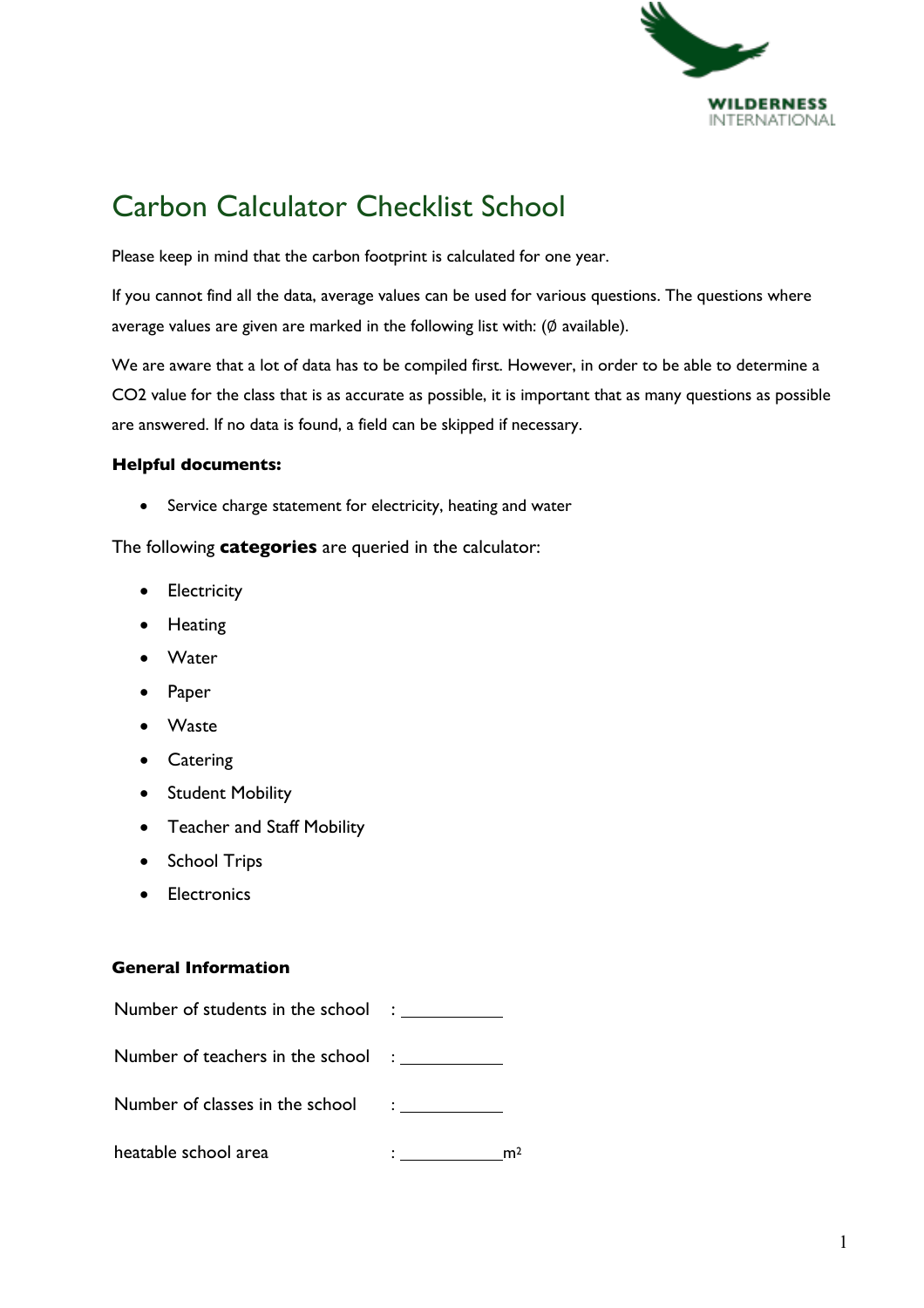# Carbon Calculator Checklist School

Please keep in mind that the carbon footprint is calculated for one year.

If you cannot find all the data, average values can be used for various questions. The questions where average values are given are marked in the following list with: (Ø available).

We are aware that a lot of data has to be compiled first. However, in order to be able to determine a CO2 value for the class that is as accurate as possible, it is important that as many questions as possible are answered. If no data is found, a field can be skipped if necessary.

**Helpful documents:**

- Service charge statement for electricity, heating and water

The following **categories** are queried in the calculator:

- Electricity
- Heating
- Water
- Paper
- Waste
- Catering
- Student Mobility
- Teacher and Staff Mobility
- School Trips
- Electronics

**General Information**

Number of students in the school : ___________

Number of teachers in the school : ___________

Number of classes in the school : ___________

heatable school area : ___________ $m^2$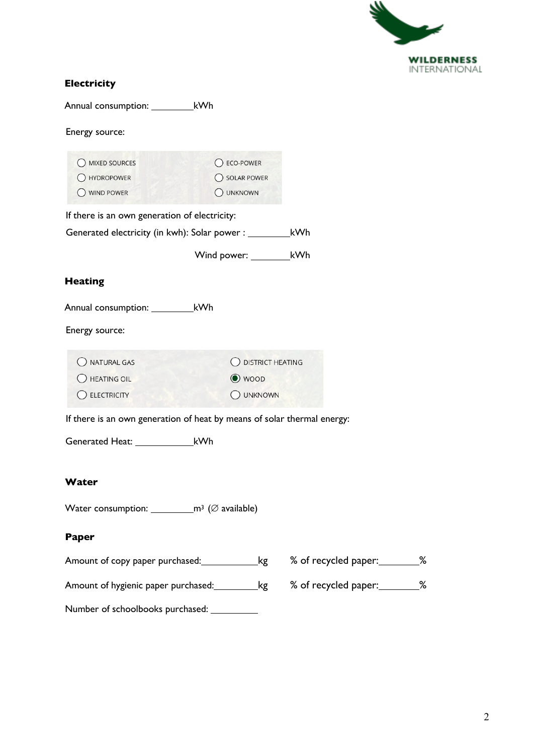## Electricity

Annual consumption: ________kWh

Energy source:

- ◯ MIXED SOURCES
- ◯ HYDROPOWER
- ◯ WIND POWER
- ◯ ECO-POWER
- ◯ SOLAR POWER
- ◯ UNKNOWN

If there is an own generation of electricity:

Generated electricity (in kwh): Solar power : ________kWh

Wind power: ________kWh

## Heating

Annual consumption: ________kWh

Energy source:

- ◯ NATURAL GAS
- ◯ HEATING OIL
- ◯ ELECTRICITY
- ◯ DISTRICT HEATING
- ◉ WOOD
- ◯ UNKNOWN

If there is an own generation of heat by means of solar thermal energy:

Generated Heat: ___________kWh

## Water

Water consumption: ________$m^3$ (∅ available)

## Paper

Amount of copy paper purchased:__________kg    % of recycled paper:_______%

Amount of hygienic paper purchased:________kg    % of recycled paper:_______%

Number of schoolbooks purchased: _________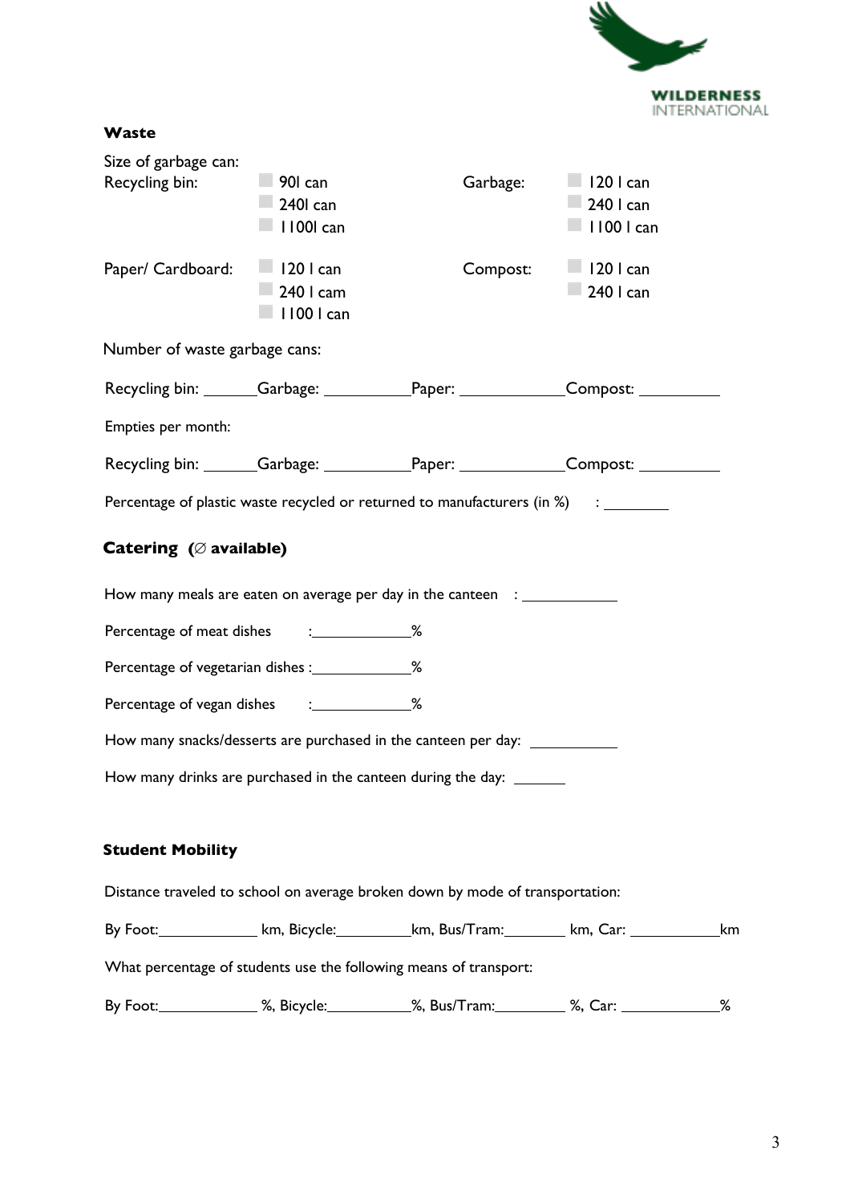### Waste

Size of garbage can:

Recycling bin:
- ☐ 90l can
- ☐ 240l can
- ☐ 1100l can

Garbage:
- ☐ 120 l can
- ☐ 240 l can
- ☐ 1100 l can

Paper/ Cardboard:
- ☐ 120 l can
- ☐ 240 l cam
- ☐ 1100 l can

Compost:
- ☐ 120 l can
- ☐ 240 l can

Number of waste garbage cans:

Recycling bin: ______ Garbage: __________ Paper: ____________ Compost: __________

Empties per month:

Recycling bin: ______ Garbage: __________ Paper: ____________ Compost: __________

Percentage of plastic waste recycled or returned to manufacturers (in %) : ________

### Catering (∅ available)

How many meals are eaten on average per day in the canteen : ____________

Percentage of meat dishes : ____________ %

Percentage of vegetarian dishes : ____________ %

Percentage of vegan dishes : ____________ %

How many snacks/desserts are purchased in the canteen per day: ___________

How many drinks are purchased in the canteen during the day: ______

### Student Mobility

Distance traveled to school on average broken down by mode of transportation:

By Foot: ____________ km, Bicycle: _________ km, Bus/Tram: ________ km, Car: ___________ km

What percentage of students use the following means of transport:

By Foot: ____________ %, Bicycle: __________ %, Bus/Tram: ________ %, Car: ____________ %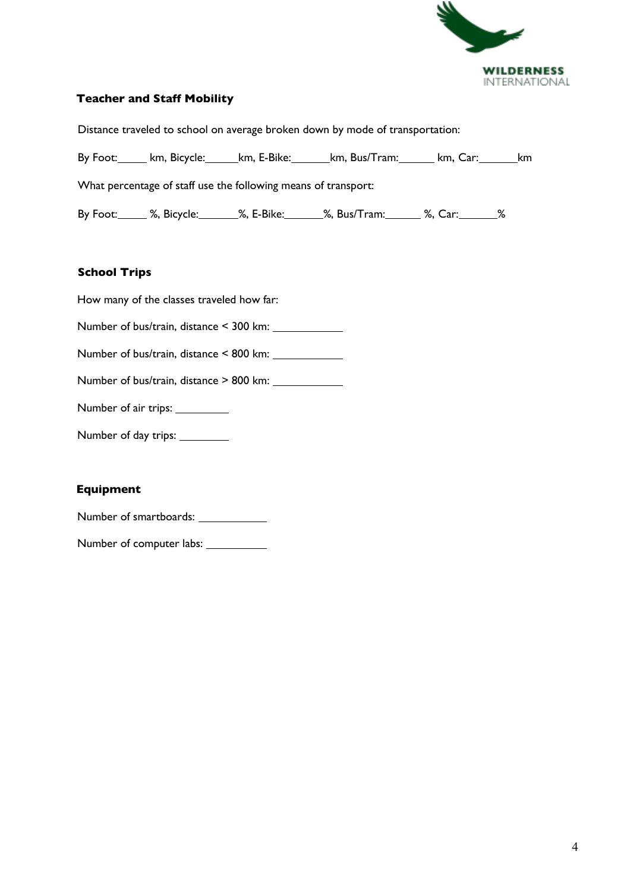### Teacher and Staff Mobility

Distance traveled to school on average broken down by mode of transportation:

By Foot:_____ km, Bicycle:______km, E-Bike:_______km, Bus/Tram:______ km, Car:_______km

What percentage of staff use the following means of transport:

By Foot:_____ %, Bicycle:_______%, E-Bike:_______%, Bus/Tram:______ %, Car:_______%

### School Trips

How many of the classes traveled how far:

Number of bus/train, distance < 300 km: ____________

Number of bus/train, distance < 800 km: ____________

Number of bus/train, distance > 800 km: ____________

Number of air trips: _________

Number of day trips: _________

### Equipment

Number of smartboards: ___________

Number of computer labs: __________